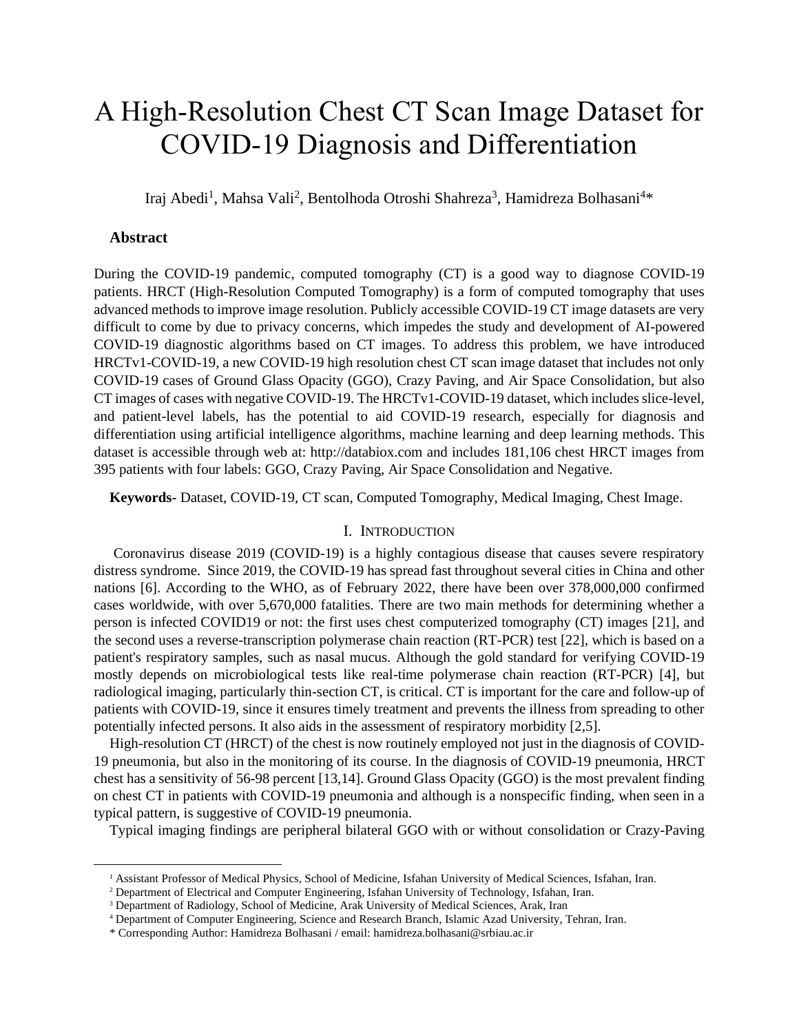# A High-Resolution Chest CT Scan Image Dataset for COVID-19 Diagnosis and Differentiation

Iraj Abedi[1], Mahsa Vali[2], Bentolhoda Otroshi Shahreza[3], Hamidreza Bolhasani[4]*

## Abstract

During the COVID-19 pandemic, computed tomography (CT) is a good way to diagnose COVID-19 patients. HRCT (High-Resolution Computed Tomography) is a form of computed tomography that uses advanced methods to improve image resolution. Publicly accessible COVID-19 CT image datasets are very difficult to come by due to privacy concerns, which impedes the study and development of AI-powered COVID-19 diagnostic algorithms based on CT images. To address this problem, we have introduced HRCTv1-COVID-19, a new COVID-19 high resolution chest CT scan image dataset that includes not only COVID-19 cases of Ground Glass Opacity (GGO), Crazy Paving, and Air Space Consolidation, but also CT images of cases with negative COVID-19. The HRCTv1-COVID-19 dataset, which includes slice-level, and patient-level labels, has the potential to aid COVID-19 research, especially for diagnosis and differentiation using artificial intelligence algorithms, machine learning and deep learning methods. This dataset is accessible through web at: http://databiox.com and includes 181,106 chest HRCT images from 395 patients with four labels: GGO, Crazy Paving, Air Space Consolidation and Negative.

**Keywords-** Dataset, COVID-19, CT scan, Computed Tomography, Medical Imaging, Chest Image.

## I. Introduction

Coronavirus disease 2019 (COVID-19) is a highly contagious disease that causes severe respiratory distress syndrome. Since 2019, the COVID-19 has spread fast throughout several cities in China and other nations [6]. According to the WHO, as of February 2022, there have been over 378,000,000 confirmed cases worldwide, with over 5,670,000 fatalities. There are two main methods for determining whether a person is infected COVID19 or not: the first uses chest computerized tomography (CT) images [21], and the second uses a reverse-transcription polymerase chain reaction (RT-PCR) test [22], which is based on a patient's respiratory samples, such as nasal mucus. Although the gold standard for verifying COVID-19 mostly depends on microbiological tests like real-time polymerase chain reaction (RT-PCR) [4], but radiological imaging, particularly thin-section CT, is critical. CT is important for the care and follow-up of patients with COVID-19, since it ensures timely treatment and prevents the illness from spreading to other potentially infected persons. It also aids in the assessment of respiratory morbidity [2,5].

High-resolution CT (HRCT) of the chest is now routinely employed not just in the diagnosis of COVID-19 pneumonia, but also in the monitoring of its course. In the diagnosis of COVID-19 pneumonia, HRCT chest has a sensitivity of 56-98 percent [13,14]. Ground Glass Opacity (GGO) is the most prevalent finding on chest CT in patients with COVID-19 pneumonia and although is a nonspecific finding, when seen in a typical pattern, is suggestive of COVID-19 pneumonia.

Typical imaging findings are peripheral bilateral GGO with or without consolidation or Crazy-Paving

[1] Assistant Professor of Medical Physics, School of Medicine, Isfahan University of Medical Sciences, Isfahan, Iran.
[2] Department of Electrical and Computer Engineering, Isfahan University of Technology, Isfahan, Iran.
[3] Department of Radiology, School of Medicine, Arak University of Medical Sciences, Arak, Iran
[4] Department of Computer Engineering, Science and Research Branch, Islamic Azad University, Tehran, Iran.
* Corresponding Author: Hamidreza Bolhasani / email: hamidreza.bolhasani@srbiau.ac.ir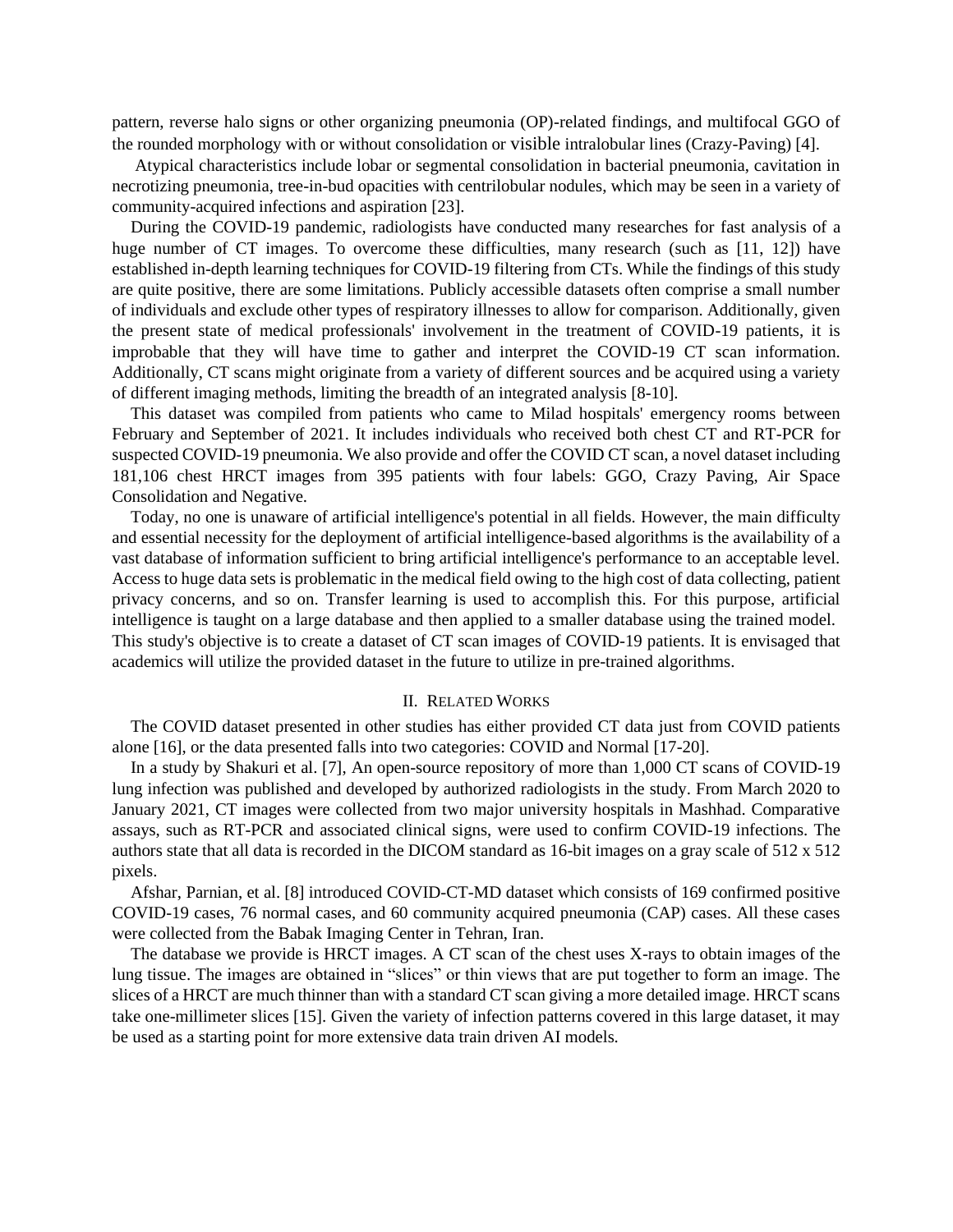pattern, reverse halo signs or other organizing pneumonia (OP)-related findings, and multifocal GGO of the rounded morphology with or without consolidation or visible intralobular lines (Crazy-Paving) [4].

Atypical characteristics include lobar or segmental consolidation in bacterial pneumonia, cavitation in necrotizing pneumonia, tree-in-bud opacities with centrilobular nodules, which may be seen in a variety of community-acquired infections and aspiration [23].

During the COVID-19 pandemic, radiologists have conducted many researches for fast analysis of a huge number of CT images. To overcome these difficulties, many research (such as [11, 12]) have established in-depth learning techniques for COVID-19 filtering from CTs. While the findings of this study are quite positive, there are some limitations. Publicly accessible datasets often comprise a small number of individuals and exclude other types of respiratory illnesses to allow for comparison. Additionally, given the present state of medical professionals' involvement in the treatment of COVID-19 patients, it is improbable that they will have time to gather and interpret the COVID-19 CT scan information. Additionally, CT scans might originate from a variety of different sources and be acquired using a variety of different imaging methods, limiting the breadth of an integrated analysis [8-10].

This dataset was compiled from patients who came to Milad hospitals' emergency rooms between February and September of 2021. It includes individuals who received both chest CT and RT-PCR for suspected COVID-19 pneumonia. We also provide and offer the COVID CT scan, a novel dataset including 181,106 chest HRCT images from 395 patients with four labels: GGO, Crazy Paving, Air Space Consolidation and Negative.

Today, no one is unaware of artificial intelligence's potential in all fields. However, the main difficulty and essential necessity for the deployment of artificial intelligence-based algorithms is the availability of a vast database of information sufficient to bring artificial intelligence's performance to an acceptable level. Access to huge data sets is problematic in the medical field owing to the high cost of data collecting, patient privacy concerns, and so on. Transfer learning is used to accomplish this. For this purpose, artificial intelligence is taught on a large database and then applied to a smaller database using the trained model. This study's objective is to create a dataset of CT scan images of COVID-19 patients. It is envisaged that academics will utilize the provided dataset in the future to utilize in pre-trained algorithms.

## II. Related Works

The COVID dataset presented in other studies has either provided CT data just from COVID patients alone [16], or the data presented falls into two categories: COVID and Normal [17-20].

In a study by Shakuri et al. [7], An open-source repository of more than 1,000 CT scans of COVID-19 lung infection was published and developed by authorized radiologists in the study. From March 2020 to January 2021, CT images were collected from two major university hospitals in Mashhad. Comparative assays, such as RT-PCR and associated clinical signs, were used to confirm COVID-19 infections. The authors state that all data is recorded in the DICOM standard as 16-bit images on a gray scale of 512 x 512 pixels.

Afshar, Parnian, et al. [8] introduced COVID-CT-MD dataset which consists of 169 confirmed positive COVID-19 cases, 76 normal cases, and 60 community acquired pneumonia (CAP) cases. All these cases were collected from the Babak Imaging Center in Tehran, Iran.

The database we provide is HRCT images. A CT scan of the chest uses X-rays to obtain images of the lung tissue. The images are obtained in "slices" or thin views that are put together to form an image. The slices of a HRCT are much thinner than with a standard CT scan giving a more detailed image. HRCT scans take one-millimeter slices [15]. Given the variety of infection patterns covered in this large dataset, it may be used as a starting point for more extensive data train driven AI models.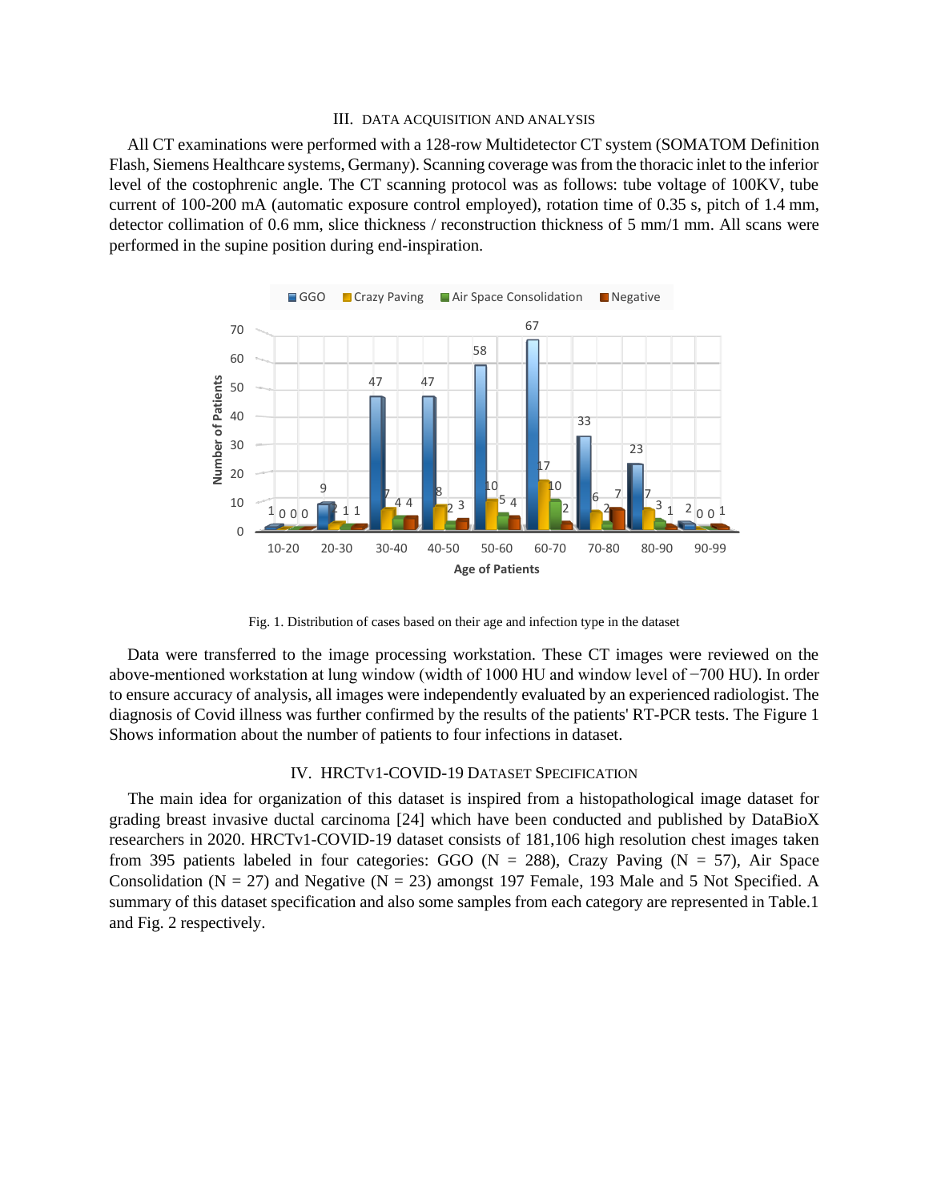## III. DATA ACQUISITION AND ANALYSIS

All CT examinations were performed with a 128-row Multidetector CT system (SOMATOM Definition Flash, Siemens Healthcare systems, Germany). Scanning coverage was from the thoracic inlet to the inferior level of the costophrenic angle. The CT scanning protocol was as follows: tube voltage of 100KV, tube current of 100-200 mA (automatic exposure control employed), rotation time of 0.35 s, pitch of 1.4 mm, detector collimation of 0.6 mm, slice thickness / reconstruction thickness of 5 mm/1 mm. All scans were performed in the supine position during end-inspiration.

Fig. 1. Distribution of cases based on their age and infection type in the dataset

Data were transferred to the image processing workstation. These CT images were reviewed on the above-mentioned workstation at lung window (width of 1000 HU and window level of −700 HU). In order to ensure accuracy of analysis, all images were independently evaluated by an experienced radiologist. The diagnosis of Covid illness was further confirmed by the results of the patients' RT-PCR tests. The Figure 1 Shows information about the number of patients to four infections in dataset.

## IV. HRCTV1-COVID-19 DATASET SPECIFICATION

The main idea for organization of this dataset is inspired from a histopathological image dataset for grading breast invasive ductal carcinoma [24] which have been conducted and published by DataBioX researchers in 2020. HRCTv1-COVID-19 dataset consists of 181,106 high resolution chest images taken from 395 patients labeled in four categories: GGO (N = 288), Crazy Paving (N = 57), Air Space Consolidation (N = 27) and Negative (N = 23) amongst 197 Female, 193 Male and 5 Not Specified. A summary of this dataset specification and also some samples from each category are represented in Table.1 and Fig. 2 respectively.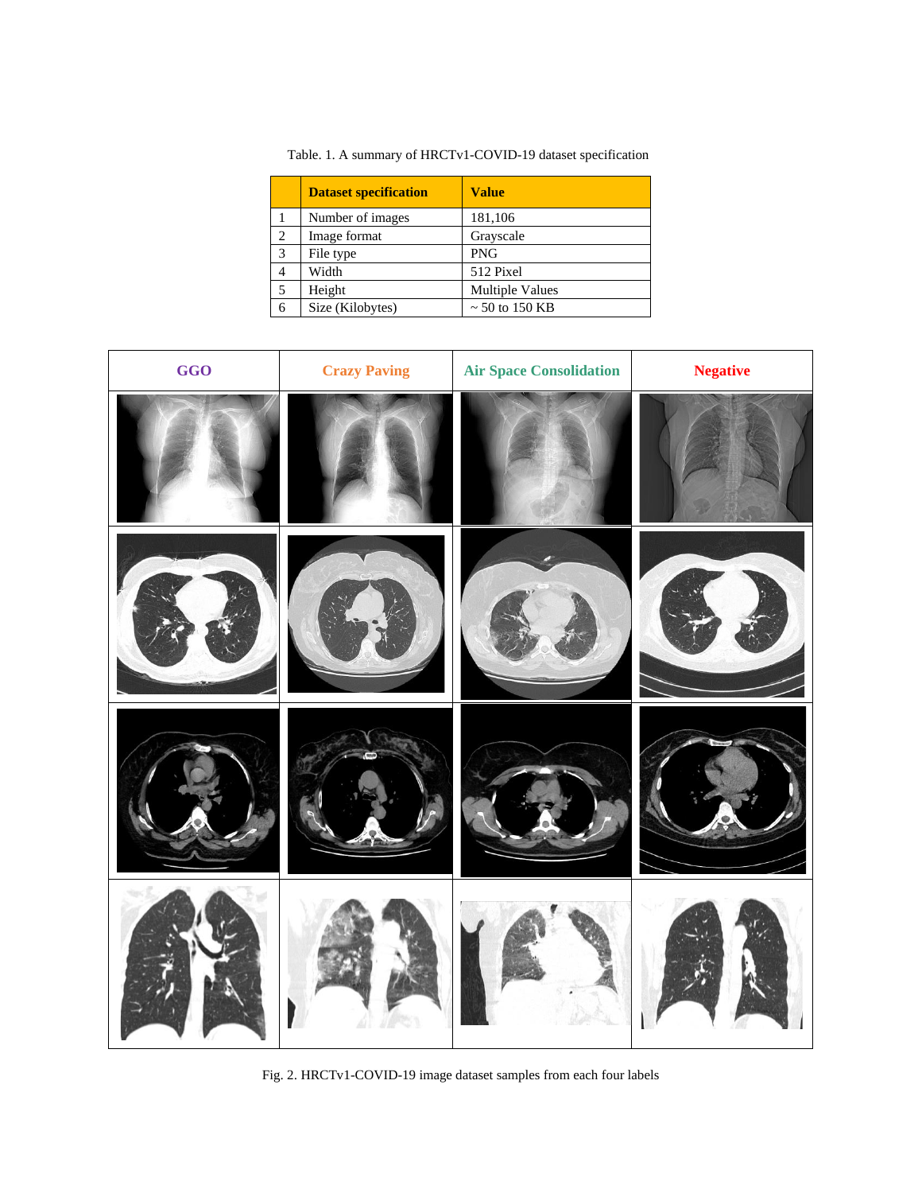Table. 1. A summary of HRCTv1-COVID-19 dataset specification

| | Dataset specification | Value |
|---|---|---|
| 1 | Number of images | 181,106 |
| 2 | Image format | Grayscale |
| 3 | File type | PNG |
| 4 | Width | 512 Pixel |
| 5 | Height | Multiple Values |
| 6 | Size (Kilobytes) | ~ 50 to 150 KB |

| GGO | Crazy Paving | Air Space Consolidation | Negative |
|---|---|---|---|

Fig. 2. HRCTv1-COVID-19 image dataset samples from each four labels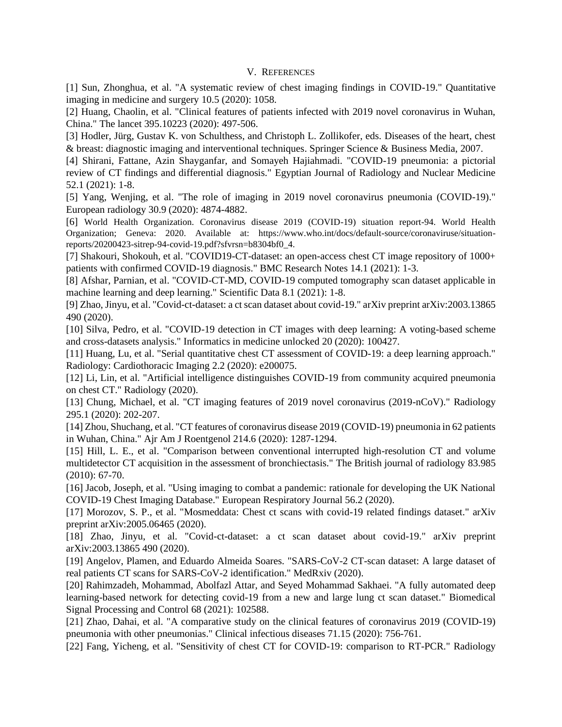# V. References

[1] Sun, Zhonghua, et al. "A systematic review of chest imaging findings in COVID-19." Quantitative imaging in medicine and surgery 10.5 (2020): 1058.

[2] Huang, Chaolin, et al. "Clinical features of patients infected with 2019 novel coronavirus in Wuhan, China." The lancet 395.10223 (2020): 497-506.

[3] Hodler, Jürg, Gustav K. von Schulthess, and Christoph L. Zollikofer, eds. Diseases of the heart, chest & breast: diagnostic imaging and interventional techniques. Springer Science & Business Media, 2007.

[4] Shirani, Fattane, Azin Shayganfar, and Somayeh Hajiahmadi. "COVID-19 pneumonia: a pictorial review of CT findings and differential diagnosis." Egyptian Journal of Radiology and Nuclear Medicine 52.1 (2021): 1-8.

[5] Yang, Wenjing, et al. "The role of imaging in 2019 novel coronavirus pneumonia (COVID-19)." European radiology 30.9 (2020): 4874-4882.

[6] World Health Organization. Coronavirus disease 2019 (COVID-19) situation report-94. World Health Organization; Geneva: 2020. Available at: https://www.who.int/docs/default-source/coronaviruse/situation-reports/20200423-sitrep-94-covid-19.pdf?sfvrsn=b8304bf0_4.

[7] Shakouri, Shokouh, et al. "COVID19-CT-dataset: an open-access chest CT image repository of 1000+ patients with confirmed COVID-19 diagnosis." BMC Research Notes 14.1 (2021): 1-3.

[8] Afshar, Parnian, et al. "COVID-CT-MD, COVID-19 computed tomography scan dataset applicable in machine learning and deep learning." Scientific Data 8.1 (2021): 1-8.

[9] Zhao, Jinyu, et al. "Covid-ct-dataset: a ct scan dataset about covid-19." arXiv preprint arXiv:2003.13865 490 (2020).

[10] Silva, Pedro, et al. "COVID-19 detection in CT images with deep learning: A voting-based scheme and cross-datasets analysis." Informatics in medicine unlocked 20 (2020): 100427.

[11] Huang, Lu, et al. "Serial quantitative chest CT assessment of COVID-19: a deep learning approach." Radiology: Cardiothoracic Imaging 2.2 (2020): e200075.

[12] Li, Lin, et al. "Artificial intelligence distinguishes COVID-19 from community acquired pneumonia on chest CT." Radiology (2020).

[13] Chung, Michael, et al. "CT imaging features of 2019 novel coronavirus (2019-nCoV)." Radiology 295.1 (2020): 202-207.

[14] Zhou, Shuchang, et al. "CT features of coronavirus disease 2019 (COVID-19) pneumonia in 62 patients in Wuhan, China." Ajr Am J Roentgenol 214.6 (2020): 1287-1294.

[15] Hill, L. E., et al. "Comparison between conventional interrupted high-resolution CT and volume multidetector CT acquisition in the assessment of bronchiectasis." The British journal of radiology 83.985 (2010): 67-70.

[16] Jacob, Joseph, et al. "Using imaging to combat a pandemic: rationale for developing the UK National COVID-19 Chest Imaging Database." European Respiratory Journal 56.2 (2020).

[17] Morozov, S. P., et al. "Mosmeddata: Chest ct scans with covid-19 related findings dataset." arXiv preprint arXiv:2005.06465 (2020).

[18] Zhao, Jinyu, et al. "Covid-ct-dataset: a ct scan dataset about covid-19." arXiv preprint arXiv:2003.13865 490 (2020).

[19] Angelov, Plamen, and Eduardo Almeida Soares. "SARS-CoV-2 CT-scan dataset: A large dataset of real patients CT scans for SARS-CoV-2 identification." MedRxiv (2020).

[20] Rahimzadeh, Mohammad, Abolfazl Attar, and Seyed Mohammad Sakhaei. "A fully automated deep learning-based network for detecting covid-19 from a new and large lung ct scan dataset." Biomedical Signal Processing and Control 68 (2021): 102588.

[21] Zhao, Dahai, et al. "A comparative study on the clinical features of coronavirus 2019 (COVID-19) pneumonia with other pneumonias." Clinical infectious diseases 71.15 (2020): 756-761.

[22] Fang, Yicheng, et al. "Sensitivity of chest CT for COVID-19: comparison to RT-PCR." Radiology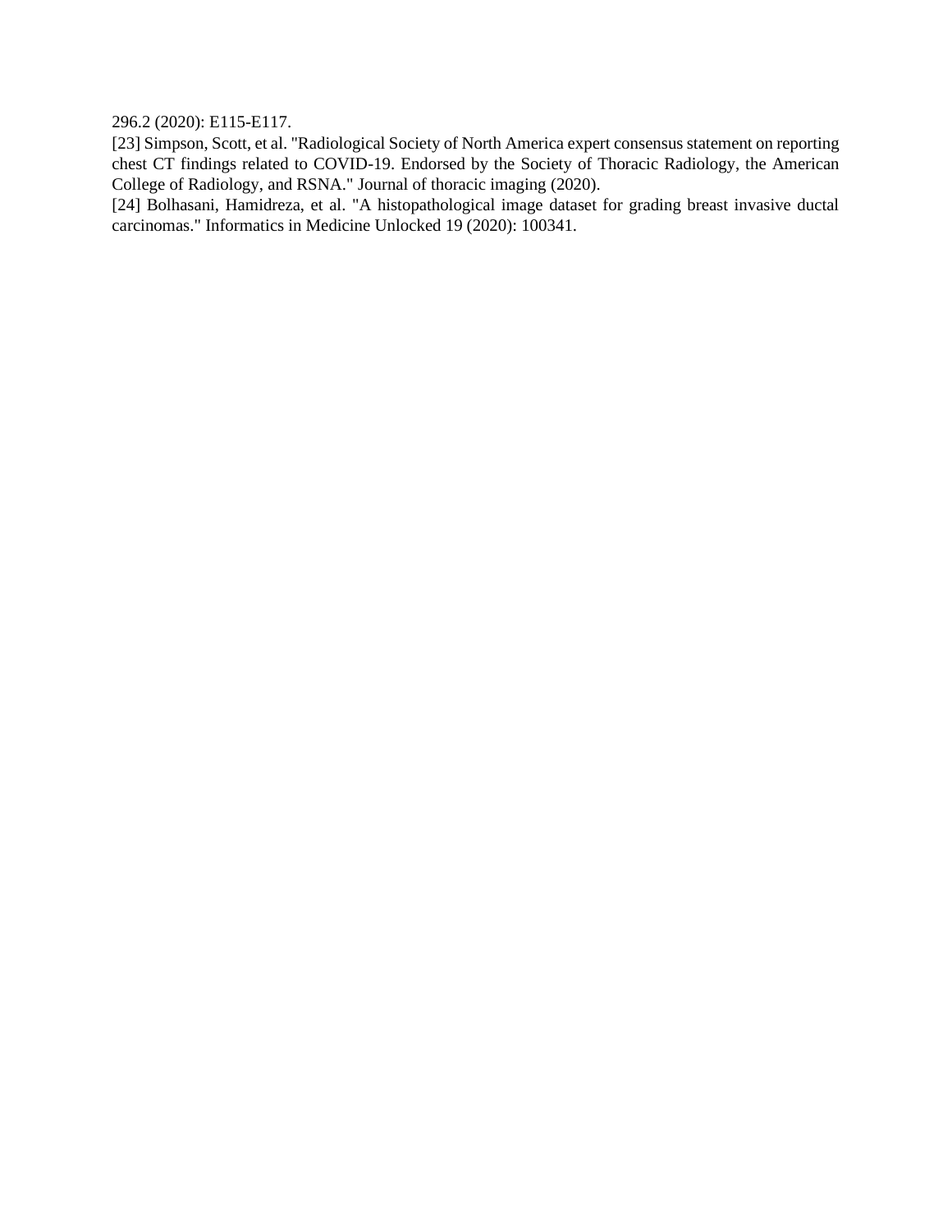296.2 (2020): E115-E117.

[23] Simpson, Scott, et al. "Radiological Society of North America expert consensus statement on reporting chest CT findings related to COVID-19. Endorsed by the Society of Thoracic Radiology, the American College of Radiology, and RSNA." Journal of thoracic imaging (2020).

[24] Bolhasani, Hamidreza, et al. "A histopathological image dataset for grading breast invasive ductal carcinomas." Informatics in Medicine Unlocked 19 (2020): 100341.